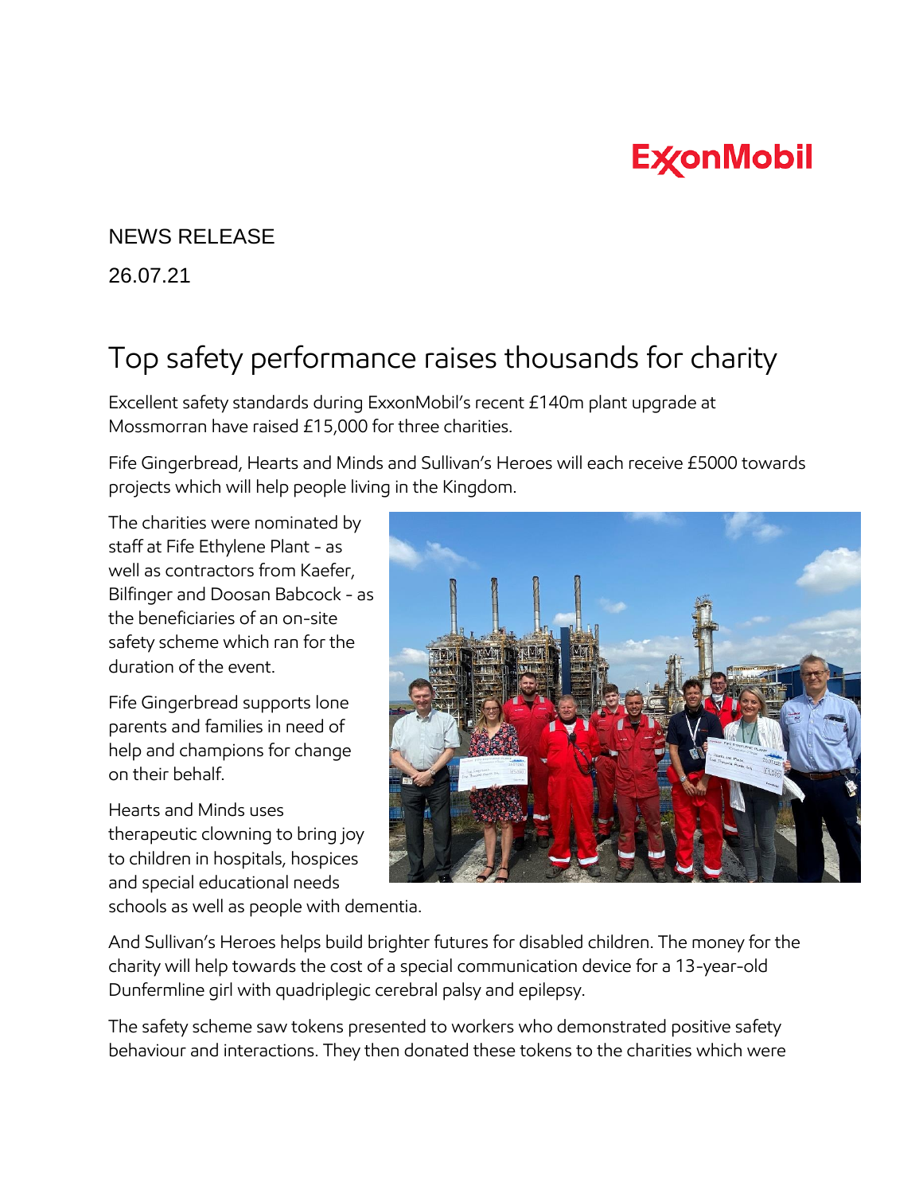ExxonMobil

NEWS RELEASE

26.07.21

# Top safety performance raises thousands for charity

Excellent safety standards during ExxonMobil's recent £140m plant upgrade at Mossmorran have raised £15,000 for three charities.

Fife Gingerbread, Hearts and Minds and Sullivan's Heroes will each receive £5000 towards projects which will help people living in the Kingdom.

The charities were nominated by staff at Fife Ethylene Plant - as well as contractors from Kaefer, Bilfinger and Doosan Babcock - as the beneficiaries of an on-site safety scheme which ran for the duration of the event.

Fife Gingerbread supports lone parents and families in need of help and champions for change on their behalf.

Hearts and Minds uses therapeutic clowning to bring joy to children in hospitals, hospices and special educational needs schools as well as people with dementia.

And Sullivan's Heroes helps build brighter futures for disabled children. The money for the charity will help towards the cost of a special communication device for a 13-year-old Dunfermline girl with quadriplegic cerebral palsy and epilepsy.

The safety scheme saw tokens presented to workers who demonstrated positive safety behaviour and interactions. They then donated these tokens to the charities which were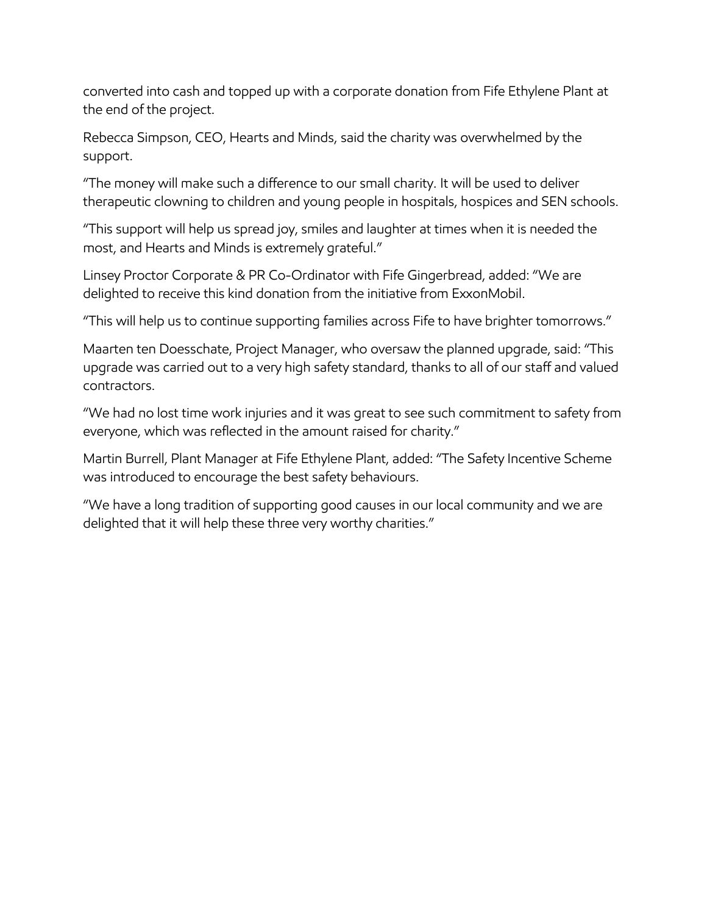converted into cash and topped up with a corporate donation from Fife Ethylene Plant at the end of the project.

Rebecca Simpson, CEO, Hearts and Minds, said the charity was overwhelmed by the support.

"The money will make such a difference to our small charity. It will be used to deliver therapeutic clowning to children and young people in hospitals, hospices and SEN schools.

"This support will help us spread joy, smiles and laughter at times when it is needed the most, and Hearts and Minds is extremely grateful."

Linsey Proctor Corporate & PR Co-Ordinator with Fife Gingerbread, added: "We are delighted to receive this kind donation from the initiative from ExxonMobil.

"This will help us to continue supporting families across Fife to have brighter tomorrows."

Maarten ten Doesschate, Project Manager, who oversaw the planned upgrade, said: "This upgrade was carried out to a very high safety standard, thanks to all of our staff and valued contractors.

"We had no lost time work injuries and it was great to see such commitment to safety from everyone, which was reflected in the amount raised for charity."

Martin Burrell, Plant Manager at Fife Ethylene Plant, added: "The Safety Incentive Scheme was introduced to encourage the best safety behaviours.

"We have a long tradition of supporting good causes in our local community and we are delighted that it will help these three very worthy charities."